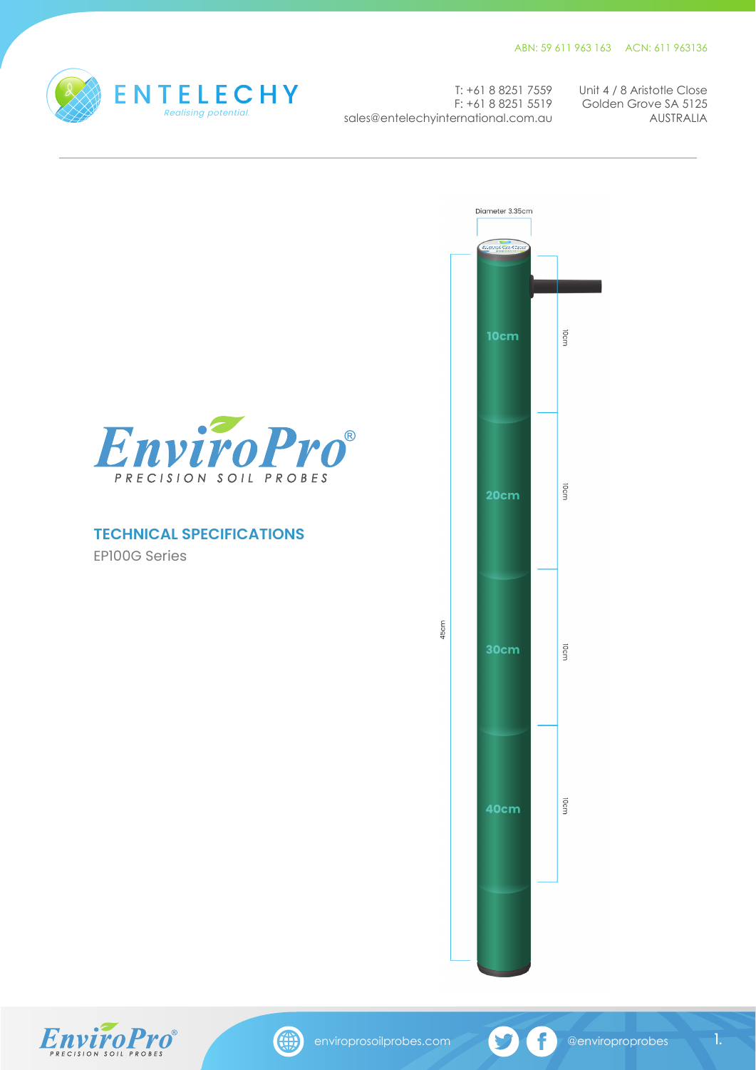ABN: 59 611 963 163 ACN: 611 963136

ENTELECHY
*Realising potential.*

T: +61 8 8251 7559
F: +61 8 8251 5519
sales@entelechyinternational.com.au

Unit 4 / 8 Aristotle Close
Golden Grove SA 5125
AUSTRALIA

# EnviroPro®
PRECISION SOIL PROBES

## TECHNICAL SPECIFICATIONS

EP100G Series

Diameter 3.35cm

45cm

10cm
20cm
30cm
40cm

10cm
10cm
10cm
10cm

enviroprosoilprobes.com @enviroproprobes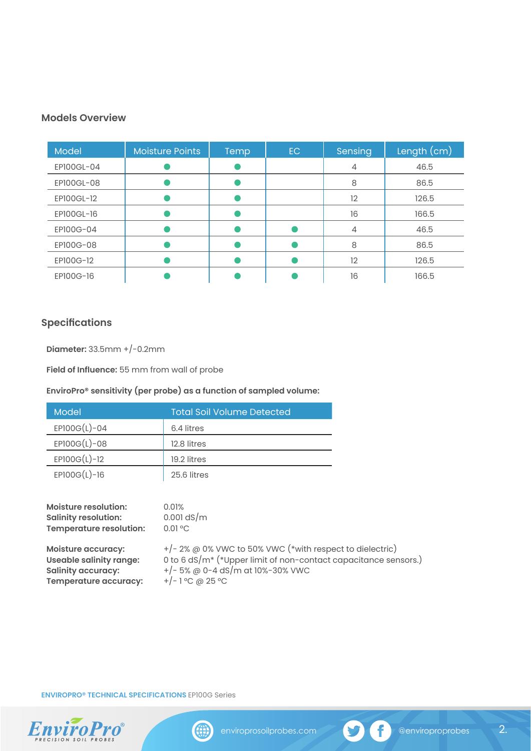## Models Overview

| Model | Moisture Points | Temp | EC | Sensing | Length (cm) |
|---|---|---|---|---|---|
| EP100GL-04 | ● | ● | | 4 | 46.5 |
| EP100GL-08 | ● | ● | | 8 | 86.5 |
| EP100GL-12 | ● | ● | | 12 | 126.5 |
| EP100GL-16 | ● | ● | | 16 | 166.5 |
| EP100G-04 | ● | ● | ● | 4 | 46.5 |
| EP100G-08 | ● | ● | ● | 8 | 86.5 |
| EP100G-12 | ● | ● | ● | 12 | 126.5 |
| EP100G-16 | ● | ● | ● | 16 | 166.5 |

## Specifications

**Diameter:** 33.5mm +/-0.2mm

**Field of Influence:** 55 mm from wall of probe

**EnviroPro® sensitivity (per probe) as a function of sampled volume:**

| Model | Total Soil Volume Detected |
|---|---|
| EP100G(L)-04 | 6.4 litres |
| EP100G(L)-08 | 12.8 litres |
| EP100G(L)-12 | 19.2 litres |
| EP100G(L)-16 | 25.6 litres |

**Moisture resolution:** 0.01%
**Salinity resolution:** 0.001 dS/m
**Temperature resolution:** 0.01 °C

**Moisture accuracy:** +/- 2% @ 0% VWC to 50% VWC (*with respect to dielectric)
**Useable salinity range:** 0 to 6 dS/m* (*Upper limit of non-contact capacitance sensors.)
**Salinity accuracy:** +/- 5% @ 0-4 dS/m at 10%-30% VWC
**Temperature accuracy:** +/- 1 °C @ 25 °C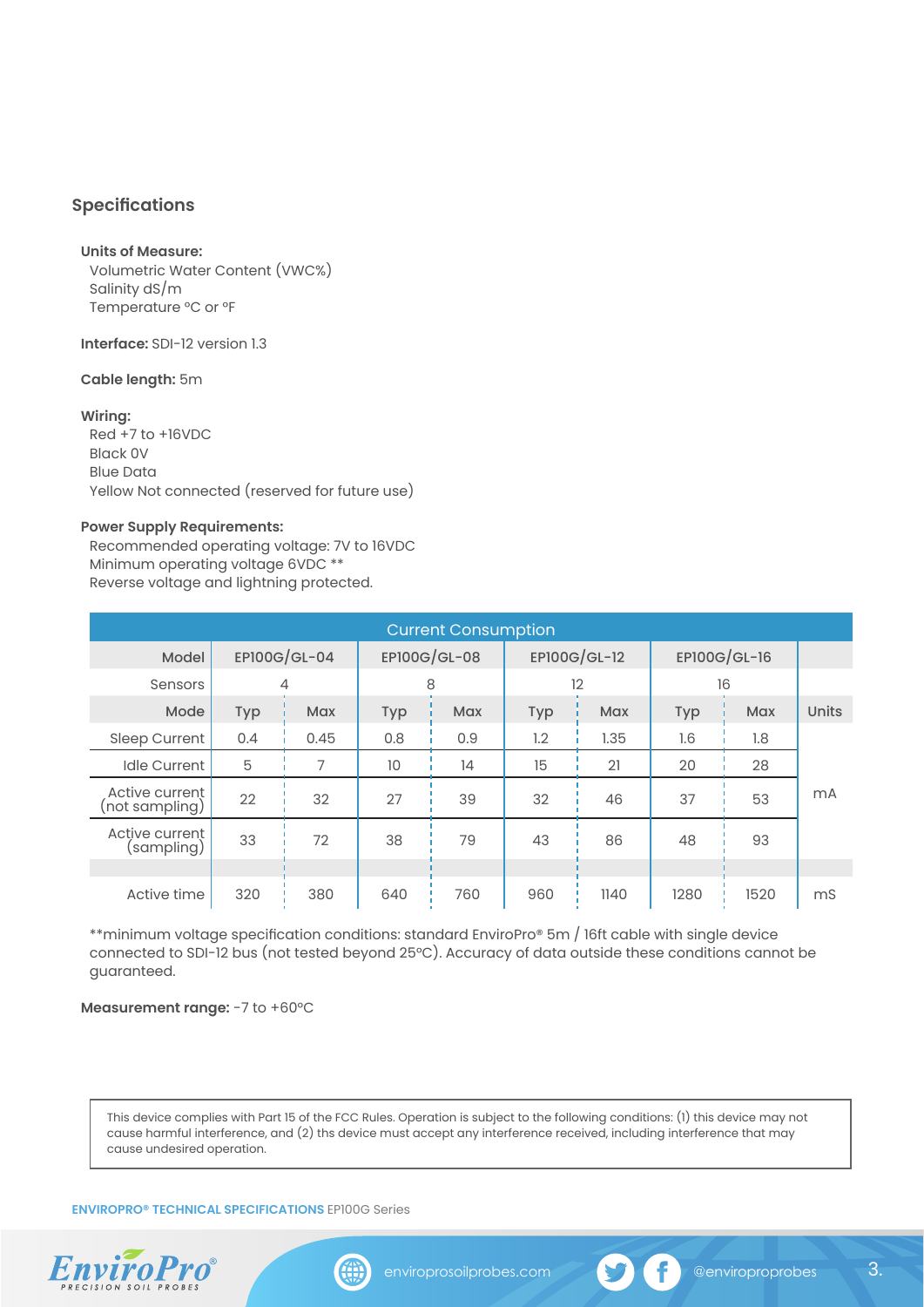## Specifications

**Units of Measure:**
Volumetric Water Content (VWC%)
Salinity dS/m
Temperature °C or °F

**Interface:** SDI-12 version 1.3

**Cable length:** 5m

**Wiring:**
Red +7 to +16VDC
Black 0V
Blue Data
Yellow Not connected (reserved for future use)

**Power Supply Requirements:**
Recommended operating voltage: 7V to 16VDC
Minimum operating voltage 6VDC **
Reverse voltage and lightning protected.

| Current Consumption | | | | | | | | | |
|---|---|---|---|---|---|---|---|---|---|
| Model | EP100G/GL-04 | | EP100G/GL-08 | | EP100G/GL-12 | | EP100G/GL-16 | | |
| Sensors | 4 | | 8 | | 12 | | 16 | | |
| Mode | Typ | Max | Typ | Max | Typ | Max | Typ | Max | Units |
| Sleep Current | 0.4 | 0.45 | 0.8 | 0.9 | 1.2 | 1.35 | 1.6 | 1.8 | mA |
| Idle Current | 5 | 7 | 10 | 14 | 15 | 21 | 20 | 28 | mA |
| Active current (not sampling) | 22 | 32 | 27 | 39 | 32 | 46 | 37 | 53 | mA |
| Active current (sampling) | 33 | 72 | 38 | 79 | 43 | 86 | 48 | 93 | mA |
| Active time | 320 | 380 | 640 | 760 | 960 | 1140 | 1280 | 1520 | mS |

**minimum voltage specification conditions: standard EnviroPro® 5m / 16ft cable with single device connected to SDI-12 bus (not tested beyond 25°C). Accuracy of data outside these conditions cannot be guaranteed.

**Measurement range:** -7 to +60°C

This device complies with Part 15 of the FCC Rules. Operation is subject to the following conditions: (1) this device may not cause harmful interference, and (2) ths device must accept any interference received, including interference that may cause undesired operation.